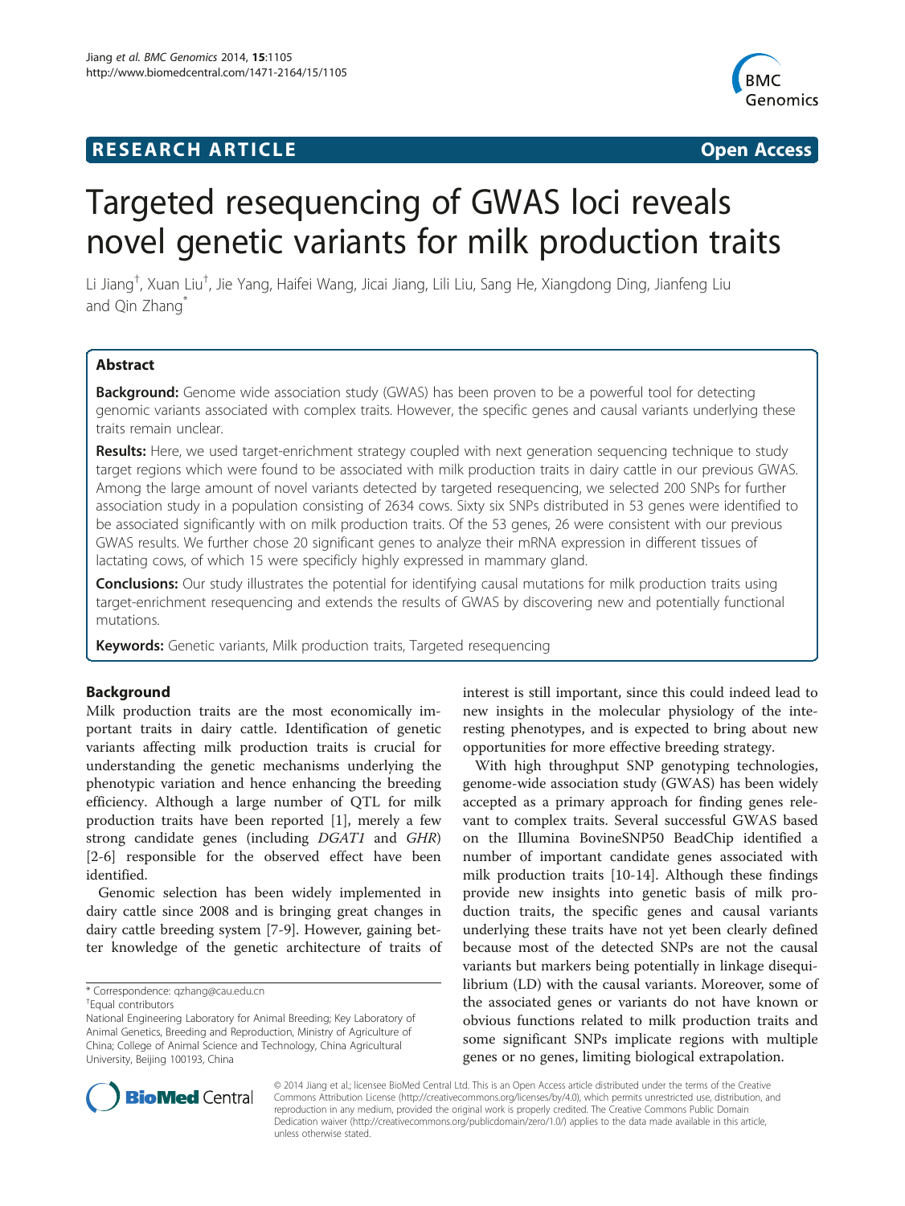**RESEARCH ARTICLE** **Open Access**

# Targeted resequencing of GWAS loci reveals novel genetic variants for milk production traits

Li Jiang[†], Xuan Liu[†], Jie Yang, Haifei Wang, Jicai Jiang, Lili Liu, Sang He, Xiangdong Ding, Jianfeng Liu and Qin Zhang[*]

## Abstract

**Background:** Genome wide association study (GWAS) has been proven to be a powerful tool for detecting genomic variants associated with complex traits. However, the specific genes and causal variants underlying these traits remain unclear.

**Results:** Here, we used target-enrichment strategy coupled with next generation sequencing technique to study target regions which were found to be associated with milk production traits in dairy cattle in our previous GWAS. Among the large amount of novel variants detected by targeted resequencing, we selected 200 SNPs for further association study in a population consisting of 2634 cows. Sixty six SNPs distributed in 53 genes were identified to be associated significantly with on milk production traits. Of the 53 genes, 26 were consistent with our previous GWAS results. We further chose 20 significant genes to analyze their mRNA expression in different tissues of lactating cows, of which 15 were specificly highly expressed in mammary gland.

**Conclusions:** Our study illustrates the potential for identifying causal mutations for milk production traits using target-enrichment resequencing and extends the results of GWAS by discovering new and potentially functional mutations.

**Keywords:** Genetic variants, Milk production traits, Targeted resequencing

## Background

Milk production traits are the most economically important traits in dairy cattle. Identification of genetic variants affecting milk production traits is crucial for understanding the genetic mechanisms underlying the phenotypic variation and hence enhancing the breeding efficiency. Although a large number of QTL for milk production traits have been reported [1], merely a few strong candidate genes (including *DGAT1* and *GHR*) [2-6] responsible for the observed effect have been identified.

Genomic selection has been widely implemented in dairy cattle since 2008 and is bringing great changes in dairy cattle breeding system [7-9]. However, gaining better knowledge of the genetic architecture of traits of interest is still important, since this could indeed lead to new insights in the molecular physiology of the interesting phenotypes, and is expected to bring about new opportunities for more effective breeding strategy.

With high throughput SNP genotyping technologies, genome-wide association study (GWAS) has been widely accepted as a primary approach for finding genes relevant to complex traits. Several successful GWAS based on the Illumina BovineSNP50 BeadChip identified a number of important candidate genes associated with milk production traits [10-14]. Although these findings provide new insights into genetic basis of milk production traits, the specific genes and causal variants underlying these traits have not yet been clearly defined because most of the detected SNPs are not the causal variants but markers being potentially in linkage disequilibrium (LD) with the causal variants. Moreover, some of the associated genes or variants do not have known or obvious functions related to milk production traits and some significant SNPs implicate regions with multiple genes or no genes, limiting biological extrapolation.

\* Correspondence: qzhang@cau.edu.cn

†Equal contributors

National Engineering Laboratory for Animal Breeding; Key Laboratory of Animal Genetics, Breeding and Reproduction, Ministry of Agriculture of China; College of Animal Science and Technology, China Agricultural University, Beijing 100193, China

© 2014 Jiang et al.; licensee BioMed Central Ltd. This is an Open Access article distributed under the terms of the Creative Commons Attribution License (http://creativecommons.org/licenses/by/4.0), which permits unrestricted use, distribution, and reproduction in any medium, provided the original work is properly credited. The Creative Commons Public Domain Dedication waiver (http://creativecommons.org/publicdomain/zero/1.0/) applies to the data made available in this article, unless otherwise stated.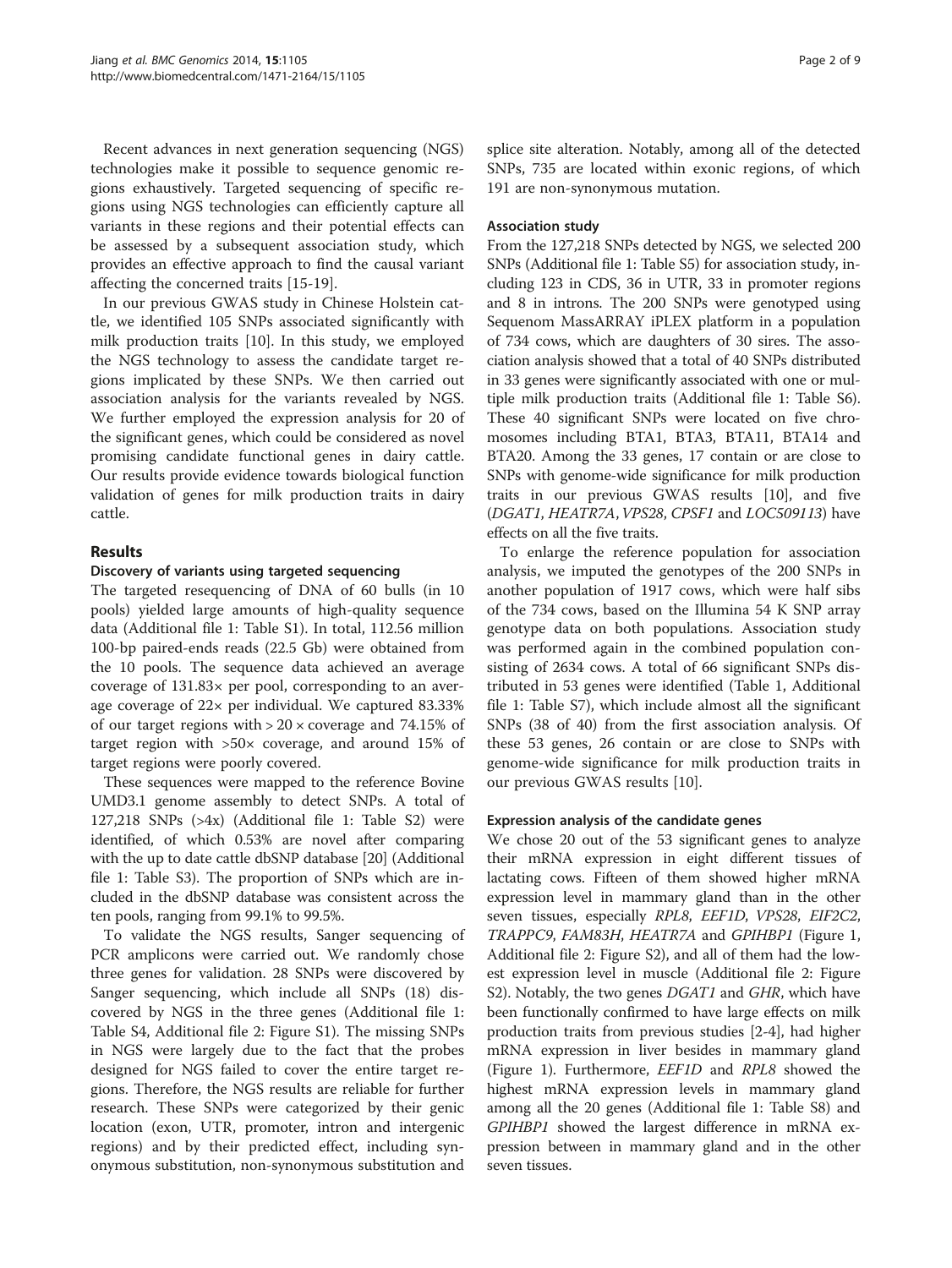Recent advances in next generation sequencing (NGS) technologies make it possible to sequence genomic regions exhaustively. Targeted sequencing of specific regions using NGS technologies can efficiently capture all variants in these regions and their potential effects can be assessed by a subsequent association study, which provides an effective approach to find the causal variant affecting the concerned traits [15-19].

In our previous GWAS study in Chinese Holstein cattle, we identified 105 SNPs associated significantly with milk production traits [10]. In this study, we employed the NGS technology to assess the candidate target regions implicated by these SNPs. We then carried out association analysis for the variants revealed by NGS. We further employed the expression analysis for 20 of the significant genes, which could be considered as novel promising candidate functional genes in dairy cattle. Our results provide evidence towards biological function validation of genes for milk production traits in dairy cattle.

## Results

### Discovery of variants using targeted sequencing

The targeted resequencing of DNA of 60 bulls (in 10 pools) yielded large amounts of high-quality sequence data (Additional file 1: Table S1). In total, 112.56 million 100-bp paired-ends reads (22.5 Gb) were obtained from the 10 pools. The sequence data achieved an average coverage of 131.83× per pool, corresponding to an average coverage of 22× per individual. We captured 83.33% of our target regions with > 20 × coverage and 74.15% of target region with >50× coverage, and around 15% of target regions were poorly covered.

These sequences were mapped to the reference Bovine UMD3.1 genome assembly to detect SNPs. A total of 127,218 SNPs (>4x) (Additional file 1: Table S2) were identified, of which 0.53% are novel after comparing with the up to date cattle dbSNP database [20] (Additional file 1: Table S3). The proportion of SNPs which are included in the dbSNP database was consistent across the ten pools, ranging from 99.1% to 99.5%.

To validate the NGS results, Sanger sequencing of PCR amplicons were carried out. We randomly chose three genes for validation. 28 SNPs were discovered by Sanger sequencing, which include all SNPs (18) discovered by NGS in the three genes (Additional file 1: Table S4, Additional file 2: Figure S1). The missing SNPs in NGS were largely due to the fact that the probes designed for NGS failed to cover the entire target regions. Therefore, the NGS results are reliable for further research. These SNPs were categorized by their genic location (exon, UTR, promoter, intron and intergenic regions) and by their predicted effect, including synonymous substitution, non-synonymous substitution and splice site alteration. Notably, among all of the detected SNPs, 735 are located within exonic regions, of which 191 are non-synonymous mutation.

### Association study

From the 127,218 SNPs detected by NGS, we selected 200 SNPs (Additional file 1: Table S5) for association study, including 123 in CDS, 36 in UTR, 33 in promoter regions and 8 in introns. The 200 SNPs were genotyped using Sequenom MassARRAY iPLEX platform in a population of 734 cows, which are daughters of 30 sires. The association analysis showed that a total of 40 SNPs distributed in 33 genes were significantly associated with one or multiple milk production traits (Additional file 1: Table S6). These 40 significant SNPs were located on five chromosomes including BTA1, BTA3, BTA11, BTA14 and BTA20. Among the 33 genes, 17 contain or are close to SNPs with genome-wide significance for milk production traits in our previous GWAS results [10], and five (*DGAT1*, *HEATR7A*, *VPS28*, *CPSF1* and *LOC509113*) have effects on all the five traits.

To enlarge the reference population for association analysis, we imputed the genotypes of the 200 SNPs in another population of 1917 cows, which were half sibs of the 734 cows, based on the Illumina 54 K SNP array genotype data on both populations. Association study was performed again in the combined population consisting of 2634 cows. A total of 66 significant SNPs distributed in 53 genes were identified (Table 1, Additional file 1: Table S7), which include almost all the significant SNPs (38 of 40) from the first association analysis. Of these 53 genes, 26 contain or are close to SNPs with genome-wide significance for milk production traits in our previous GWAS results [10].

### Expression analysis of the candidate genes

We chose 20 out of the 53 significant genes to analyze their mRNA expression in eight different tissues of lactating cows. Fifteen of them showed higher mRNA expression level in mammary gland than in the other seven tissues, especially *RPL8*, *EEF1D*, *VPS28*, *EIF2C2*, *TRAPPC9*, *FAM83H*, *HEATR7A* and *GPIHBP1* (Figure 1, Additional file 2: Figure S2), and all of them had the lowest expression level in muscle (Additional file 2: Figure S2). Notably, the two genes *DGAT1* and *GHR*, which have been functionally confirmed to have large effects on milk production traits from previous studies [2-4], had higher mRNA expression in liver besides in mammary gland (Figure 1). Furthermore, *EEF1D* and *RPL8* showed the highest mRNA expression levels in mammary gland among all the 20 genes (Additional file 1: Table S8) and *GPIHBP1* showed the largest difference in mRNA expression between in mammary gland and in the other seven tissues.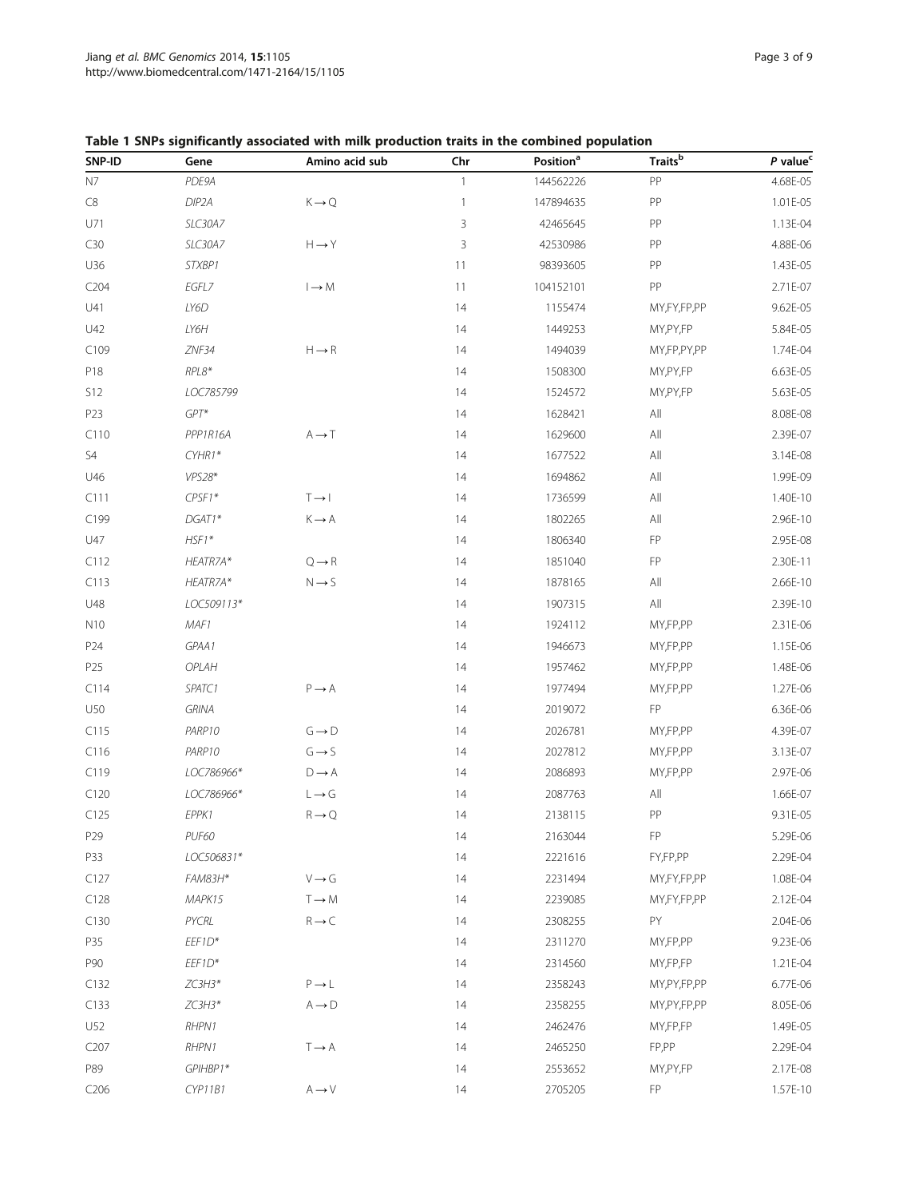**Table 1 SNPs significantly associated with milk production traits in the combined population**

| SNP-ID | Gene | Amino acid sub | Chr | Position[a] | Traits[b] | *P* value[c] |
|---|---|---|---|---|---|---|
| N7 | *PDE9A* | | 1 | 144562226 | PP | 4.68E-05 |
| C8 | *DIP2A* | K→Q | 1 | 147894635 | PP | 1.01E-05 |
| U71 | *SLC30A7* | | 3 | 42465645 | PP | 1.13E-04 |
| C30 | *SLC30A7* | H→Y | 3 | 42530986 | PP | 4.88E-06 |
| U36 | *STXBP1* | | 11 | 98393605 | PP | 1.43E-05 |
| C204 | *EGFL7* | I→M | 11 | 104152101 | PP | 2.71E-07 |
| U41 | *LY6D* | | 14 | 1155474 | MY,FY,FP,PP | 9.62E-05 |
| U42 | *LY6H* | | 14 | 1449253 | MY,PY,FP | 5.84E-05 |
| C109 | *ZNF34* | H→R | 14 | 1494039 | MY,FP,PY,PP | 1.74E-04 |
| P18 | *RPL8** | | 14 | 1508300 | MY,PY,FP | 6.63E-05 |
| S12 | *LOC785799* | | 14 | 1524572 | MY,PY,FP | 5.63E-05 |
| P23 | *GPT** | | 14 | 1628421 | All | 8.08E-08 |
| C110 | *PPP1R16A* | A→T | 14 | 1629600 | All | 2.39E-07 |
| S4 | *CYHR1** | | 14 | 1677522 | All | 3.14E-08 |
| U46 | *VPS28** | | 14 | 1694862 | All | 1.99E-09 |
| C111 | *CPSF1** | T→I | 14 | 1736599 | All | 1.40E-10 |
| C199 | *DGAT1** | K→A | 14 | 1802265 | All | 2.96E-10 |
| U47 | *HSF1** | | 14 | 1806340 | FP | 2.95E-08 |
| C112 | *HEATR7A** | Q→R | 14 | 1851040 | FP | 2.30E-11 |
| C113 | *HEATR7A** | N→S | 14 | 1878165 | All | 2.66E-10 |
| U48 | *LOC509113** | | 14 | 1907315 | All | 2.39E-10 |
| N10 | *MAF1* | | 14 | 1924112 | MY,FP,PP | 2.31E-06 |
| P24 | *GPAA1* | | 14 | 1946673 | MY,FP,PP | 1.15E-06 |
| P25 | *OPLAH* | | 14 | 1957462 | MY,FP,PP | 1.48E-06 |
| C114 | *SPATC1* | P→A | 14 | 1977494 | MY,FP,PP | 1.27E-06 |
| U50 | *GRINA* | | 14 | 2019072 | FP | 6.36E-06 |
| C115 | *PARP10* | G→D | 14 | 2026781 | MY,FP,PP | 4.39E-07 |
| C116 | *PARP10* | G→S | 14 | 2027812 | MY,FP,PP | 3.13E-07 |
| C119 | *LOC786966** | D→A | 14 | 2086893 | MY,FP,PP | 2.97E-06 |
| C120 | *LOC786966** | L→G | 14 | 2087763 | All | 1.66E-07 |
| C125 | *EPPK1* | R→Q | 14 | 2138115 | PP | 9.31E-05 |
| P29 | *PUF60* | | 14 | 2163044 | FP | 5.29E-06 |
| P33 | *LOC506831** | | 14 | 2221616 | FY,FP,PP | 2.29E-04 |
| C127 | *FAM83H** | V→G | 14 | 2231494 | MY,FY,FP,PP | 1.08E-04 |
| C128 | *MAPK15* | T→M | 14 | 2239085 | MY,FY,FP,PP | 2.12E-04 |
| C130 | *PYCRL* | R→C | 14 | 2308255 | PY | 2.04E-06 |
| P35 | *EEF1D** | | 14 | 2311270 | MY,FP,PP | 9.23E-06 |
| P90 | *EEF1D** | | 14 | 2314560 | MY,FP,FP | 1.21E-04 |
| C132 | *ZC3H3** | P→L | 14 | 2358243 | MY,PY,FP,PP | 6.77E-06 |
| C133 | *ZC3H3** | A→D | 14 | 2358255 | MY,PY,FP,PP | 8.05E-06 |
| U52 | *RHPN1* | | 14 | 2462476 | MY,FP,FP | 1.49E-05 |
| C207 | *RHPN1* | T→A | 14 | 2465250 | FP,PP | 2.29E-04 |
| P89 | *GPIHBP1** | | 14 | 2553652 | MY,PY,FP | 2.17E-08 |
| C206 | *CYP11B1* | A→V | 14 | 2705205 | FP | 1.57E-10 |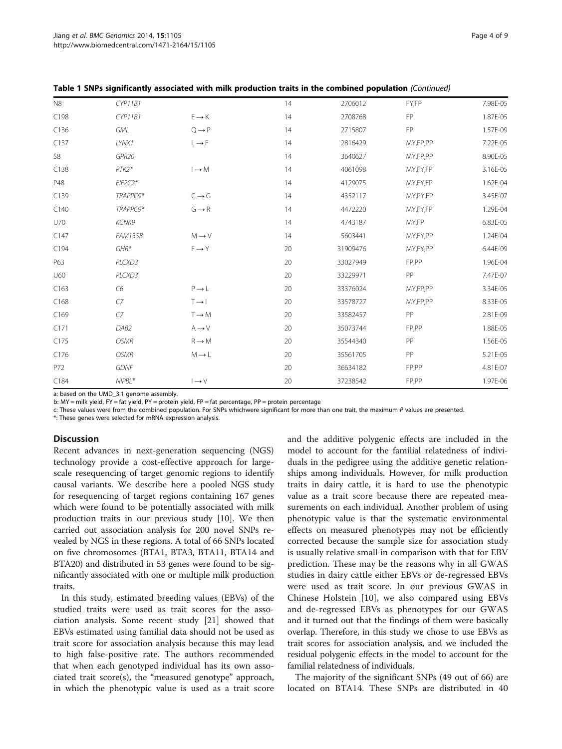**Table 1 SNPs significantly associated with milk production traits in the combined population** *(Continued)*

| | | | | | | |
|---|---|---|---|---|---|---|
| N8 | *CYP11B1* | | 14 | 2706012 | FY,FP | 7.98E-05 |
| C198 | *CYP11B1* | E→K | 14 | 2708768 | FP | 1.87E-05 |
| C136 | *GML* | Q→P | 14 | 2715807 | FP | 1.57E-09 |
| C137 | *LYNX1* | L→F | 14 | 2816429 | MY,FP,PP | 7.22E-05 |
| S8 | *GPR20* | | 14 | 3640627 | MY,FP,PP | 8.90E-05 |
| C138 | *PTK2** | I→M | 14 | 4061098 | MY,FY,FP | 3.16E-05 |
| P48 | *EIF2C2** | | 14 | 4129075 | MY,FY,FP | 1.62E-04 |
| C139 | *TRAPPC9** | C→G | 14 | 4352117 | MY,PY,FP | 3.45E-07 |
| C140 | *TRAPPC9** | G→R | 14 | 4472220 | MY,FY,FP | 1.29E-04 |
| U70 | *KCNK9* | | 14 | 4743187 | MY,FP | 6.83E-05 |
| C147 | *FAM135B* | M→V | 14 | 5603441 | MY,FY,PP | 1.24E-04 |
| C194 | *GHR** | F→Y | 20 | 31909476 | MY,FY,PP | 6.44E-09 |
| P63 | *PLCXD3* | | 20 | 33027949 | FP,PP | 1.96E-04 |
| U60 | *PLCXD3* | | 20 | 33229971 | PP | 7.47E-07 |
| C163 | *C6* | P→L | 20 | 33376024 | MY,FP,PP | 3.34E-05 |
| C168 | *C7* | T→I | 20 | 33578727 | MY,FP,PP | 8.33E-05 |
| C169 | *C7* | T→M | 20 | 33582457 | PP | 2.81E-09 |
| C171 | *DAB2* | A→V | 20 | 35073744 | FP,PP | 1.88E-05 |
| C175 | *OSMR* | R→M | 20 | 35544340 | PP | 1.56E-05 |
| C176 | *OSMR* | M→L | 20 | 35561705 | PP | 5.21E-05 |
| P72 | *GDNF* | | 20 | 36634182 | FP,PP | 4.81E-07 |
| C184 | *NIPBL** | I→V | 20 | 37238542 | FP,PP | 1.97E-06 |

a: based on the UMD_3.1 genome assembly.
b: MY = milk yield, FY = fat yield, PY = protein yield, FP = fat percentage, PP = protein percentage
c: These values were from the combined population. For SNPs whichwere significant for more than one trait, the maximum *P* values are presented.
*: These genes were selected for mRNA expression analysis.

## Discussion

Recent advances in next-generation sequencing (NGS) technology provide a cost-effective approach for large-scale resequencing of target genomic regions to identify causal variants. We describe here a pooled NGS study for resequencing of target regions containing 167 genes which were found to be potentially associated with milk production traits in our previous study [10]. We then carried out association analysis for 200 novel SNPs revealed by NGS in these regions. A total of 66 SNPs located on five chromosomes (BTA1, BTA3, BTA11, BTA14 and BTA20) and distributed in 53 genes were found to be significantly associated with one or multiple milk production traits.

In this study, estimated breeding values (EBVs) of the studied traits were used as trait scores for the association analysis. Some recent study [21] showed that EBVs estimated using familial data should not be used as trait score for association analysis because this may lead to high false-positive rate. The authors recommended that when each genotyped individual has its own associated trait score(s), the "measured genotype" approach, in which the phenotypic value is used as a trait score and the additive polygenic effects are included in the model to account for the familial relatedness of individuals in the pedigree using the additive genetic relationships among individuals. However, for milk production traits in dairy cattle, it is hard to use the phenotypic value as a trait score because there are repeated measurements on each individual. Another problem of using phenotypic value is that the systematic environmental effects on measured phenotypes may not be efficiently corrected because the sample size for association study is usually relative small in comparison with that for EBV prediction. These may be the reasons why in all GWAS studies in dairy cattle either EBVs or de-regressed EBVs were used as trait score. In our previous GWAS in Chinese Holstein [10], we also compared using EBVs and de-regressed EBVs as phenotypes for our GWAS and it turned out that the findings of them were basically overlap. Therefore, in this study we chose to use EBVs as trait scores for association analysis, and we included the residual polygenic effects in the model to account for the familial relatedness of individuals.

The majority of the significant SNPs (49 out of 66) are located on BTA14. These SNPs are distributed in 40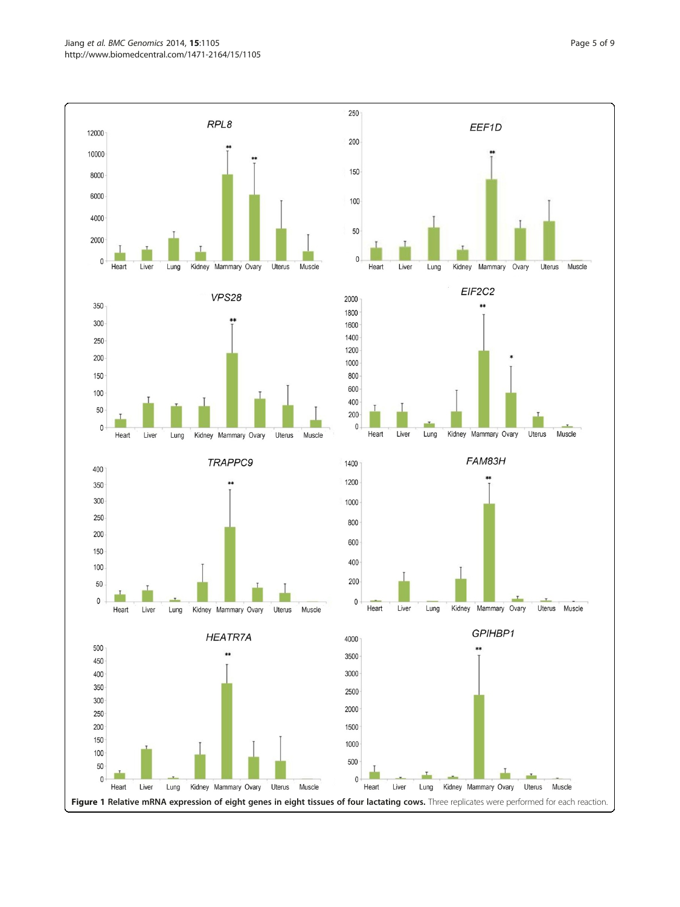**Figure 1 Relative mRNA expression of eight genes in eight tissues of four lactating cows.** Three replicates were performed for each reaction.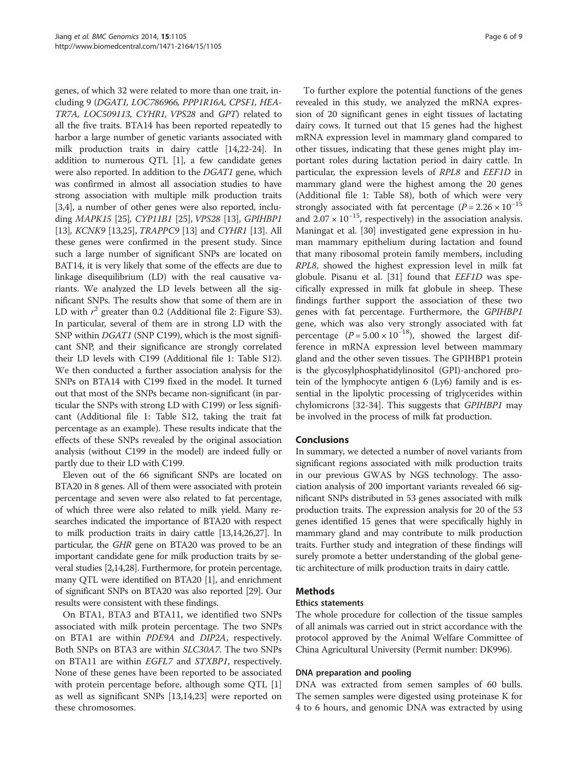genes, of which 32 were related to more than one trait, including 9 (*DGAT1, LOC786966, PPP1R16A, CPSF1, HEATR7A, LOC509113, CYHR1, VPS28* and *GPT*) related to all the five traits. BTA14 has been reported repeatedly to harbor a large number of genetic variants associated with milk production traits in dairy cattle [14,22-24]. In addition to numerous QTL [1], a few candidate genes were also reported. In addition to the *DGAT1* gene, which was confirmed in almost all association studies to have strong association with multiple milk production traits [3,4], a number of other genes were also reported, including *MAPK15* [25], *CYP11B1* [25], *VPS28* [13], *GPIHBP1* [13], *KCNK9* [13,25], *TRAPPC9* [13] and *CYHR1* [13]. All these genes were confirmed in the present study. Since such a large number of significant SNPs are located on BAT14, it is very likely that some of the effects are due to linkage disequilibrium (LD) with the real causative variants. We analyzed the LD levels between all the significant SNPs. The results show that some of them are in LD with $r^2$ greater than 0.2 (Additional file 2: Figure S3). In particular, several of them are in strong LD with the SNP within *DGAT1* (SNP C199), which is the most significant SNP, and their significance are strongly correlated their LD levels with C199 (Additional file 1: Table S12). We then conducted a further association analysis for the SNPs on BTA14 with C199 fixed in the model. It turned out that most of the SNPs became non-significant (in particular the SNPs with strong LD with C199) or less significant (Additional file 1: Table S12, taking the trait fat percentage as an example). These results indicate that the effects of these SNPs revealed by the original association analysis (without C199 in the model) are indeed fully or partly due to their LD with C199.

Eleven out of the 66 significant SNPs are located on BTA20 in 8 genes. All of them were associated with protein percentage and seven were also related to fat percentage, of which three were also related to milk yield. Many researches indicated the importance of BTA20 with respect to milk production traits in dairy cattle [13,14,26,27]. In particular, the *GHR* gene on BTA20 was proved to be an important candidate gene for milk production traits by several studies [2,14,28]. Furthermore, for protein percentage, many QTL were identified on BTA20 [1], and enrichment of significant SNPs on BTA20 was also reported [29]. Our results were consistent with these findings.

On BTA1, BTA3 and BTA11, we identified two SNPs associated with milk protein percentage. The two SNPs on BTA1 are within *PDE9A* and *DIP2A*, respectively. Both SNPs on BTA3 are within *SLC30A7*. The two SNPs on BTA11 are within *EGFL7* and *STXBP1*, respectively. None of these genes have been reported to be associated with protein percentage before, although some QTL [1] as well as significant SNPs [13,14,23] were reported on these chromosomes.

To further explore the potential functions of the genes revealed in this study, we analyzed the mRNA expression of 20 significant genes in eight tissues of lactating dairy cows. It turned out that 15 genes had the highest mRNA expression level in mammary gland compared to other tissues, indicating that these genes might play important roles during lactation period in dairy cattle. In particular, the expression levels of *RPL8* and *EEF1D* in mammary gland were the highest among the 20 genes (Additional file 1: Table S8), both of which were very strongly associated with fat percentage ($P = 2.26 \times 10^{-15}$ and $2.07 \times 10^{-15}$, respectively) in the association analysis. Maningat et al. [30] investigated gene expression in human mammary epithelium during lactation and found that many ribosomal protein family members, including *RPL8*, showed the highest expression level in milk fat globule. Pisanu et al. [31] found that *EEF1D* was specifically expressed in milk fat globule in sheep. These findings further support the association of these two genes with fat percentage. Furthermore, the *GPIHBP1* gene, which was also very strongly associated with fat percentage ($P = 5.00 \times 10^{-18}$), showed the largest difference in mRNA expression level between mammary gland and the other seven tissues. The GPIHBP1 protein is the glycosylphosphatidylinositol (GPI)-anchored protein of the lymphocyte antigen 6 (Ly6) family and is essential in the lipolytic processing of triglycerides within chylomicrons [32-34]. This suggests that *GPIHBP1* may be involved in the process of milk fat production.

## Conclusions

In summary, we detected a number of novel variants from significant regions associated with milk production traits in our previous GWAS by NGS technology. The association analysis of 200 important variants revealed 66 significant SNPs distributed in 53 genes associated with milk production traits. The expression analysis for 20 of the 53 genes identified 15 genes that were specifically highly in mammary gland and may contribute to milk production traits. Further study and integration of these findings will surely promote a better understanding of the global genetic architecture of milk production traits in dairy cattle.

## Methods

### Ethics statements

The whole procedure for collection of the tissue samples of all animals was carried out in strict accordance with the protocol approved by the Animal Welfare Committee of China Agricultural University (Permit number: DK996).

### DNA preparation and pooling

DNA was extracted from semen samples of 60 bulls. The semen samples were digested using proteinase K for 4 to 6 hours, and genomic DNA was extracted by using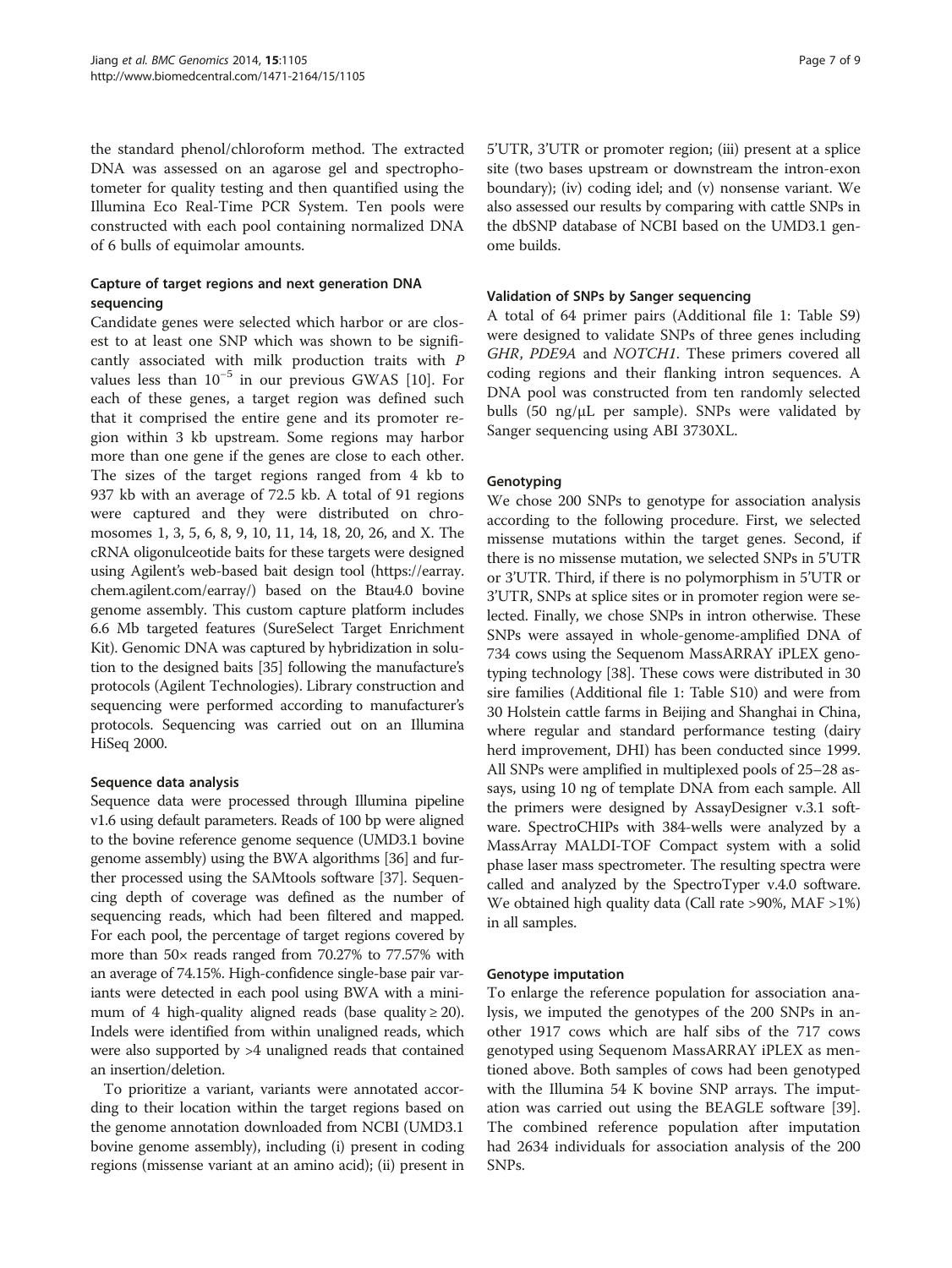the standard phenol/chloroform method. The extracted DNA was assessed on an agarose gel and spectrophotometer for quality testing and then quantified using the Illumina Eco Real-Time PCR System. Ten pools were constructed with each pool containing normalized DNA of 6 bulls of equimolar amounts.

### Capture of target regions and next generation DNA sequencing

Candidate genes were selected which harbor or are closest to at least one SNP which was shown to be significantly associated with milk production traits with P values less than $10^{-5}$ in our previous GWAS [10]. For each of these genes, a target region was defined such that it comprised the entire gene and its promoter region within 3 kb upstream. Some regions may harbor more than one gene if the genes are close to each other. The sizes of the target regions ranged from 4 kb to 937 kb with an average of 72.5 kb. A total of 91 regions were captured and they were distributed on chromosomes 1, 3, 5, 6, 8, 9, 10, 11, 14, 18, 20, 26, and X. The cRNA oligonulceotide baits for these targets were designed using Agilent's web-based bait design tool (https://earray.chem.agilent.com/earray/) based on the Btau4.0 bovine genome assembly. This custom capture platform includes 6.6 Mb targeted features (SureSelect Target Enrichment Kit). Genomic DNA was captured by hybridization in solution to the designed baits [35] following the manufacture's protocols (Agilent Technologies). Library construction and sequencing were performed according to manufacturer's protocols. Sequencing was carried out on an Illumina HiSeq 2000.

### Sequence data analysis

Sequence data were processed through Illumina pipeline v1.6 using default parameters. Reads of 100 bp were aligned to the bovine reference genome sequence (UMD3.1 bovine genome assembly) using the BWA algorithms [36] and further processed using the SAMtools software [37]. Sequencing depth of coverage was defined as the number of sequencing reads, which had been filtered and mapped. For each pool, the percentage of target regions covered by more than 50× reads ranged from 70.27% to 77.57% with an average of 74.15%. High-confidence single-base pair variants were detected in each pool using BWA with a minimum of 4 high-quality aligned reads (base quality ≥ 20). Indels were identified from within unaligned reads, which were also supported by >4 unaligned reads that contained an insertion/deletion.

To prioritize a variant, variants were annotated according to their location within the target regions based on the genome annotation downloaded from NCBI (UMD3.1 bovine genome assembly), including (i) present in coding regions (missense variant at an amino acid); (ii) present in 5'UTR, 3'UTR or promoter region; (iii) present at a splice site (two bases upstream or downstream the intron-exon boundary); (iv) coding idel; and (v) nonsense variant. We also assessed our results by comparing with cattle SNPs in the dbSNP database of NCBI based on the UMD3.1 genome builds.

### Validation of SNPs by Sanger sequencing

A total of 64 primer pairs (Additional file 1: Table S9) were designed to validate SNPs of three genes including *GHR*, *PDE9A* and *NOTCH1*. These primers covered all coding regions and their flanking intron sequences. A DNA pool was constructed from ten randomly selected bulls (50 ng/μL per sample). SNPs were validated by Sanger sequencing using ABI 3730XL.

### Genotyping

We chose 200 SNPs to genotype for association analysis according to the following procedure. First, we selected missense mutations within the target genes. Second, if there is no missense mutation, we selected SNPs in 5'UTR or 3'UTR. Third, if there is no polymorphism in 5'UTR or 3'UTR, SNPs at splice sites or in promoter region were selected. Finally, we chose SNPs in intron otherwise. These SNPs were assayed in whole-genome-amplified DNA of 734 cows using the Sequenom MassARRAY iPLEX genotyping technology [38]. These cows were distributed in 30 sire families (Additional file 1: Table S10) and were from 30 Holstein cattle farms in Beijing and Shanghai in China, where regular and standard performance testing (dairy herd improvement, DHI) has been conducted since 1999. All SNPs were amplified in multiplexed pools of 25–28 assays, using 10 ng of template DNA from each sample. All the primers were designed by AssayDesigner v.3.1 software. SpectroCHIPs with 384-wells were analyzed by a MassArray MALDI-TOF Compact system with a solid phase laser mass spectrometer. The resulting spectra were called and analyzed by the SpectroTyper v.4.0 software. We obtained high quality data (Call rate >90%, MAF >1%) in all samples.

### Genotype imputation

To enlarge the reference population for association analysis, we imputed the genotypes of the 200 SNPs in another 1917 cows which are half sibs of the 717 cows genotyped using Sequenom MassARRAY iPLEX as mentioned above. Both samples of cows had been genotyped with the Illumina 54 K bovine SNP arrays. The imputation was carried out using the BEAGLE software [39]. The combined reference population after imputation had 2634 individuals for association analysis of the 200 SNPs.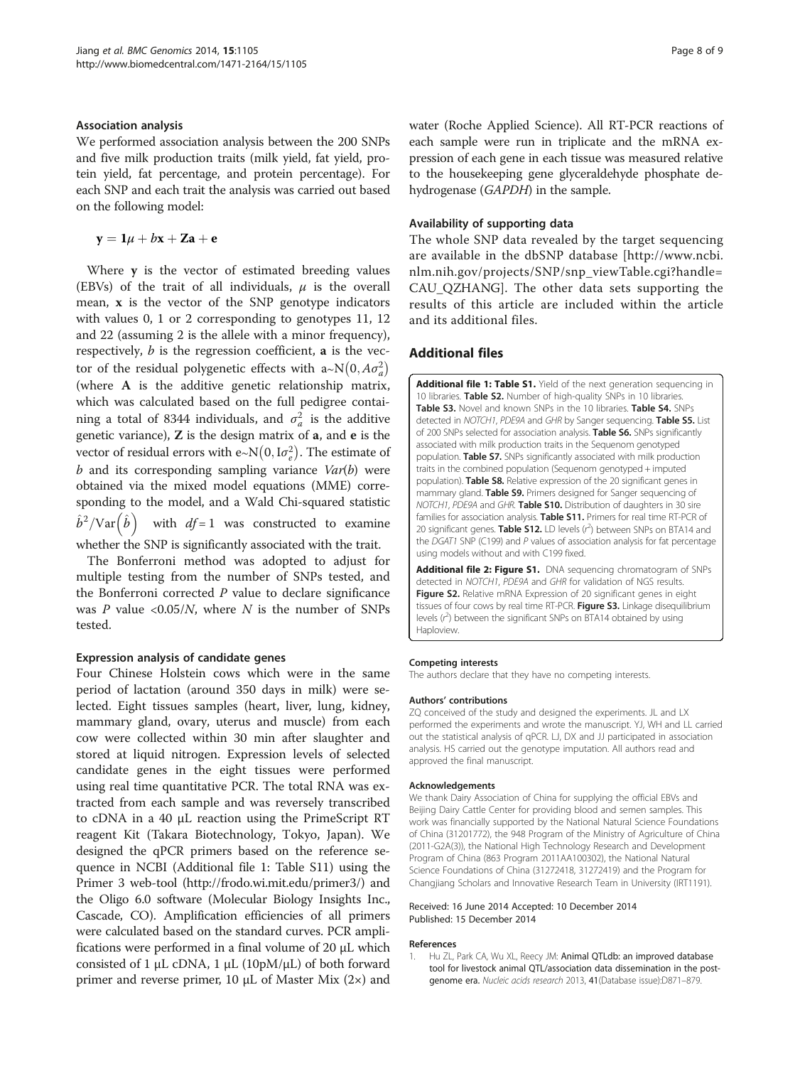### Association analysis

We performed association analysis between the 200 SNPs and five milk production traits (milk yield, fat yield, protein yield, fat percentage, and protein percentage). For each SNP and each trait the analysis was carried out based on the following model:

$$\mathbf{y} = \mathbf{1}\mu + b\mathbf{x} + \mathbf{Za} + \mathbf{e}$$

Where **y** is the vector of estimated breeding values (EBVs) of the trait of all individuals, $\mu$ is the overall mean, **x** is the vector of the SNP genotype indicators with values 0, 1 or 2 corresponding to genotypes 11, 12 and 22 (assuming 2 is the allele with a minor frequency), respectively, $b$ is the regression coefficient, **a** is the vector of the residual polygenetic effects with $a \sim N(0, A\sigma_a^2)$ (where **A** is the additive genetic relationship matrix, which was calculated based on the full pedigree containing a total of 8344 individuals, and $\sigma_a^2$ is the additive genetic variance), **Z** is the design matrix of **a**, and **e** is the vector of residual errors with $e \sim N(0, I\sigma_e^2)$. The estimate of $b$ and its corresponding sampling variance $Var(b)$ were obtained via the mixed model equations (MME) corresponding to the model, and a Wald Chi-squared statistic $\hat{b}^2/\mathrm{Var}(\hat{b})$ with $df = 1$ was constructed to examine whether the SNP is significantly associated with the trait.

The Bonferroni method was adopted to adjust for multiple testing from the number of SNPs tested, and the Bonferroni corrected $P$ value to declare significance was $P$ value $<0.05/N$, where $N$ is the number of SNPs tested.

### Expression analysis of candidate genes

Four Chinese Holstein cows which were in the same period of lactation (around 350 days in milk) were selected. Eight tissues samples (heart, liver, lung, kidney, mammary gland, ovary, uterus and muscle) from each cow were collected within 30 min after slaughter and stored at liquid nitrogen. Expression levels of selected candidate genes in the eight tissues were performed using real time quantitative PCR. The total RNA was extracted from each sample and was reversely transcribed to cDNA in a 40 μL reaction using the PrimeScript RT reagent Kit (Takara Biotechnology, Tokyo, Japan). We designed the qPCR primers based on the reference sequence in NCBI (Additional file 1: Table S11) using the Primer 3 web-tool (http://frodo.wi.mit.edu/primer3/) and the Oligo 6.0 software (Molecular Biology Insights Inc., Cascade, CO). Amplification efficiencies of all primers were calculated based on the standard curves. PCR amplifications were performed in a final volume of 20 μL which consisted of 1 μL cDNA, 1 μL (10pM/μL) of both forward primer and reverse primer, 10 μL of Master Mix (2×) and water (Roche Applied Science). All RT-PCR reactions of each sample were run in triplicate and the mRNA expression of each gene in each tissue was measured relative to the housekeeping gene glyceraldehyde phosphate dehydrogenase (*GAPDH*) in the sample.

### Availability of supporting data

The whole SNP data revealed by the target sequencing are available in the dbSNP database [http://www.ncbi.nlm.nih.gov/projects/SNP/snp_viewTable.cgi?handle=CAU_QZHANG]. The other data sets supporting the results of this article are included within the article and its additional files.

## Additional files

**Additional file 1: Table S1.** Yield of the next generation sequencing in 10 libraries. **Table S2.** Number of high-quality SNPs in 10 libraries. **Table S3.** Novel and known SNPs in the 10 libraries. **Table S4.** SNPs detected in *NOTCH1*, *PDE9A* and *GHR* by Sanger sequencing. **Table S5.** List of 200 SNPs selected for association analysis. **Table S6.** SNPs significantly associated with milk production traits in the Sequenom genotyped population. **Table S7.** SNPs significantly associated with milk production traits in the combined population (Sequenom genotyped + imputed population). **Table S8.** Relative expression of the 20 significant genes in mammary gland. **Table S9.** Primers designed for Sanger sequencing of *NOTCH1*, *PDE9A* and *GHR*. **Table S10.** Distribution of daughters in 30 sire families for association analysis. **Table S11.** Primers for real time RT-PCR of 20 significant genes. **Table S12.** LD levels ($r^2$) between SNPs on BTA14 and the *DGAT1* SNP (C199) and *P* values of association analysis for fat percentage using models without and with C199 fixed.

**Additional file 2: Figure S1.** DNA sequencing chromatogram of SNPs detected in *NOTCH1*, *PDE9A* and *GHR* for validation of NGS results. **Figure S2.** Relative mRNA Expression of 20 significant genes in eight tissues of four cows by real time RT-PCR. **Figure S3.** Linkage disequilibrium levels ($r^2$) between the significant SNPs on BTA14 obtained by using Haploview.

#### Competing interests

The authors declare that they have no competing interests.

#### Authors' contributions

ZQ conceived of the study and designed the experiments. JL and LX performed the experiments and wrote the manuscript. YJ, WH and LL carried out the statistical analysis of qPCR. LJ, DX and JJ participated in association analysis. HS carried out the genotype imputation. All authors read and approved the final manuscript.

#### Acknowledgements

We thank Dairy Association of China for supplying the official EBVs and Beijing Dairy Cattle Center for providing blood and semen samples. This work was financially supported by the National Natural Science Foundations of China (31201772), the 948 Program of the Ministry of Agriculture of China (2011-G2A(3)), the National High Technology Research and Development Program of China (863 Program 2011AA100302), the National Natural Science Foundations of China (31272418, 31272419) and the Program for Changjiang Scholars and Innovative Research Team in University (IRT1191).

Received: 16 June 2014 Accepted: 10 December 2014
Published: 15 December 2014

#### References

1. Hu ZL, Park CA, Wu XL, Reecy JM: **Animal QTLdb: an improved database tool for livestock animal QTL/association data dissemination in the post-genome era.** *Nucleic acids research* 2013, **41**(Database issue):D871–879.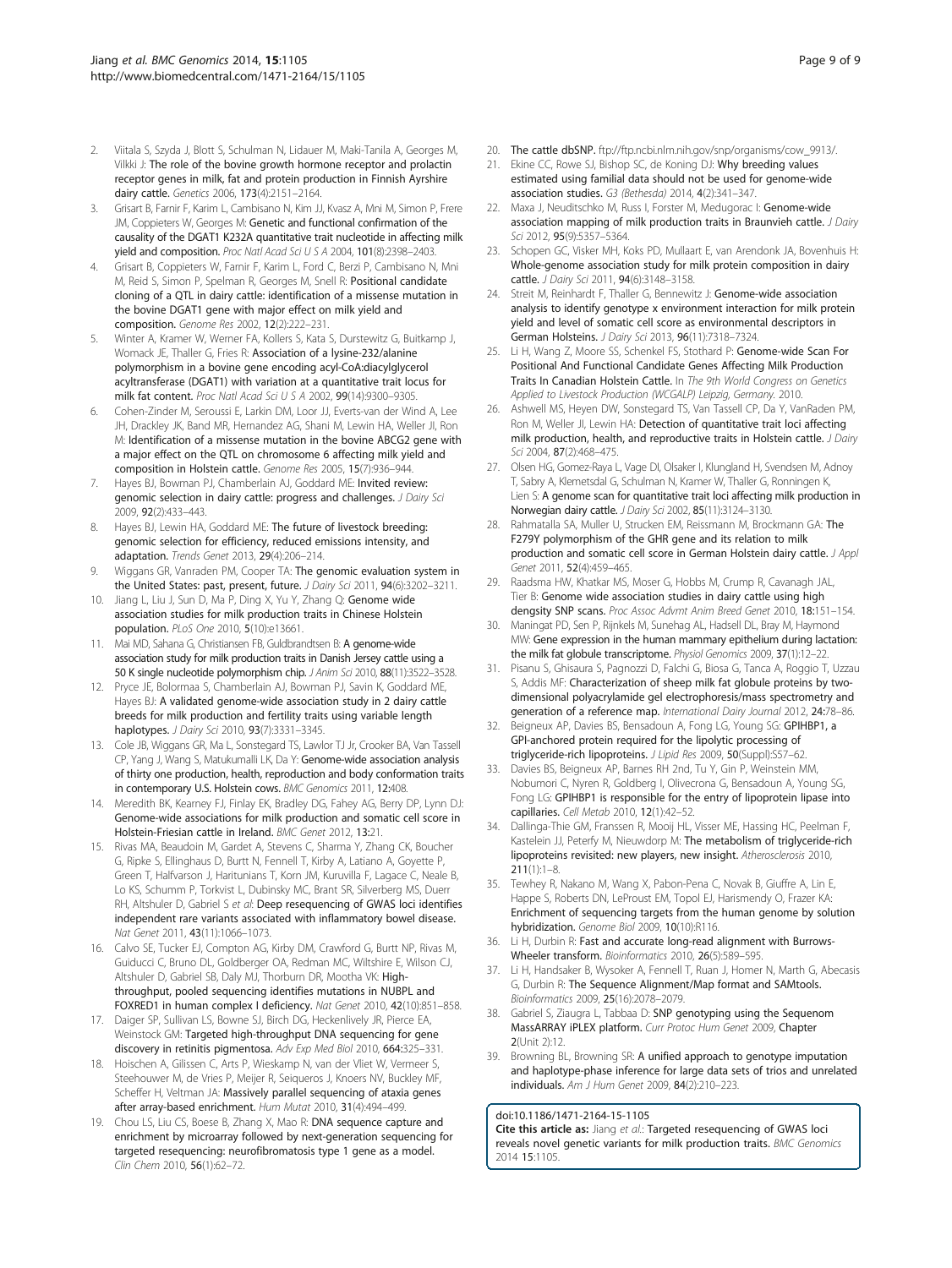2. Viitala S, Szyda J, Blott S, Schulman N, Lidauer M, Maki-Tanila A, Georges M, Vilkki J: **The role of the bovine growth hormone receptor and prolactin receptor genes in milk, fat and protein production in Finnish Ayrshire dairy cattle.** *Genetics* 2006, **173**(4):2151–2164.
3. Grisart B, Farnir F, Karim L, Cambisano N, Kim JJ, Kvasz A, Mni M, Simon P, Frere JM, Coppieters W, Georges M: **Genetic and functional confirmation of the causality of the DGAT1 K232A quantitative trait nucleotide in affecting milk yield and composition.** *Proc Natl Acad Sci U S A* 2004, **101**(8):2398–2403.
4. Grisart B, Coppieters W, Farnir F, Karim L, Ford C, Berzi P, Cambisano N, Mni M, Reid S, Simon P, Spelman R, Georges M, Snell R: **Positional candidate cloning of a QTL in dairy cattle: identification of a missense mutation in the bovine DGAT1 gene with major effect on milk yield and composition.** *Genome Res* 2002, **12**(2):222–231.
5. Winter A, Kramer W, Werner FA, Kollers S, Kata S, Durstewitz G, Buitkamp J, Womack JE, Thaller G, Fries R: **Association of a lysine-232/alanine polymorphism in a bovine gene encoding acyl-CoA:diacylglycerol acyltransferase (DGAT1) with variation at a quantitative trait locus for milk fat content.** *Proc Natl Acad Sci U S A* 2002, **99**(14):9300–9305.
6. Cohen-Zinder M, Seroussi E, Larkin DM, Loor JJ, Everts-van der Wind A, Lee JH, Drackley JK, Band MR, Hernandez AG, Shani M, Lewin HA, Weller JI, Ron M: **Identification of a missense mutation in the bovine ABCG2 gene with a major effect on the QTL on chromosome 6 affecting milk yield and composition in Holstein cattle.** *Genome Res* 2005, **15**(7):936–944.
7. Hayes BJ, Bowman PJ, Chamberlain AJ, Goddard ME: **Invited review: genomic selection in dairy cattle: progress and challenges.** *J Dairy Sci* 2009, **92**(2):433–443.
8. Hayes BJ, Lewin HA, Goddard ME: **The future of livestock breeding: genomic selection for efficiency, reduced emissions intensity, and adaptation.** *Trends Genet* 2013, **29**(4):206–214.
9. Wiggans GR, Vanraden PM, Cooper TA: **The genomic evaluation system in the United States: past, present, future.** *J Dairy Sci* 2011, **94**(6):3202–3211.
10. Jiang L, Liu J, Sun D, Ma P, Ding X, Yu Y, Zhang Q: **Genome wide association studies for milk production traits in Chinese Holstein population.** *PLoS One* 2010, **5**(10):e13661.
11. Mai MD, Sahana G, Christiansen FB, Guldbrandtsen B: **A genome-wide association study for milk production traits in Danish Jersey cattle using a 50 K single nucleotide polymorphism chip.** *J Anim Sci* 2010, **88**(11):3522–3528.
12. Pryce JE, Bolormaa S, Chamberlain AJ, Bowman PJ, Savin K, Goddard ME, Hayes BJ: **A validated genome-wide association study in 2 dairy cattle breeds for milk production and fertility traits using variable length haplotypes.** *J Dairy Sci* 2010, **93**(7):3331–3345.
13. Cole JB, Wiggans GR, Ma L, Sonstegard TS, Lawlor TJ Jr, Crooker BA, Van Tassell CP, Yang J, Wang S, Matukumalli LK, Da Y: **Genome-wide association analysis of thirty one production, health, reproduction and body conformation traits in contemporary U.S. Holstein cows.** *BMC Genomics* 2011, **12**:408.
14. Meredith BK, Kearney FJ, Finlay EK, Bradley DG, Fahey AG, Berry DP, Lynn DJ: **Genome-wide associations for milk production and somatic cell score in Holstein-Friesian cattle in Ireland.** *BMC Genet* 2012, **13**:21.
15. Rivas MA, Beaudoin M, Gardet A, Stevens C, Sharma Y, Zhang CK, Boucher G, Ripke S, Ellinghaus D, Burtt N, Fennell T, Kirby A, Latiano A, Goyette P, Green T, Halfvarson J, Haritunians T, Korn JM, Kuruvilla F, Lagace C, Neale B, Lo KS, Schumm P, Torkvist L, Dubinsky MC, Brant SR, Silverberg MS, Duerr RH, Altshuler D, Gabriel S *et al*: **Deep resequencing of GWAS loci identifies independent rare variants associated with inflammatory bowel disease.** *Nat Genet* 2011, **43**(11):1066–1073.
16. Calvo SE, Tucker EJ, Compton AG, Kirby DM, Crawford G, Burtt NP, Rivas M, Guiducci C, Bruno DL, Goldberger OA, Redman MC, Wiltshire E, Wilson CJ, Altshuler D, Gabriel SB, Daly MJ, Thorburn DR, Mootha VK: **High-throughput, pooled sequencing identifies mutations in NUBPL and FOXRED1 in human complex I deficiency.** *Nat Genet* 2010, **42**(10):851–858.
17. Daiger SP, Sullivan LS, Bowne SJ, Birch DG, Heckenlively JR, Pierce EA, Weinstock GM: **Targeted high-throughput DNA sequencing for gene discovery in retinitis pigmentosa.** *Adv Exp Med Biol* 2010, **664**:325–331.
18. Hoischen A, Gilissen C, Arts P, Wieskamp N, van der Vliet W, Vermeer S, Steehouwer M, de Vries P, Meijer R, Seiqueros J, Knoers NV, Buckley MF, Scheffer H, Veltman JA: **Massively parallel sequencing of ataxia genes after array-based enrichment.** *Hum Mutat* 2010, **31**(4):494–499.
19. Chou LS, Liu CS, Boese B, Zhang X, Mao R: **DNA sequence capture and enrichment by microarray followed by next-generation sequencing for targeted resequencing: neurofibromatosis type 1 gene as a model.** *Clin Chem* 2010, **56**(1):62–72.
20. **The cattle dbSNP.** ftp://ftp.ncbi.nlm.nih.gov/snp/organisms/cow_9913/.
21. Ekine CC, Rowe SJ, Bishop SC, de Koning DJ: **Why breeding values estimated using familial data should not be used for genome-wide association studies.** *G3 (Bethesda)* 2014, **4**(2):341–347.
22. Maxa J, Neuditschko M, Russ I, Forster M, Medugorac I: **Genome-wide association mapping of milk production traits in Braunvieh cattle.** *J Dairy Sci* 2012, **95**(9):5357–5364.
23. Schopen GC, Visker MH, Koks PD, Mullaart E, van Arendonk JA, Bovenhuis H: **Whole-genome association study for milk protein composition in dairy cattle.** *J Dairy Sci* 2011, **94**(6):3148–3158.
24. Streit M, Reinhardt F, Thaller G, Bennewitz J: **Genome-wide association analysis to identify genotype x environment interaction for milk protein yield and level of somatic cell score as environmental descriptors in German Holsteins.** *J Dairy Sci* 2013, **96**(11):7318–7324.
25. Li H, Wang Z, Moore SS, Schenkel FS, Stothard P: **Genome-wide Scan For Positional And Functional Candidate Genes Affecting Milk Production Traits In Canadian Holstein Cattle.** In *The 9th World Congress on Genetics Applied to Livestock Production (WCGALP) Leipzig, Germany*. 2010.
26. Ashwell MS, Heyen DW, Sonstegard TS, Van Tassell CP, Da Y, VanRaden PM, Ron M, Weller JI, Lewin HA: **Detection of quantitative trait loci affecting milk production, health, and reproductive traits in Holstein cattle.** *J Dairy Sci* 2004, **87**(2):468–475.
27. Olsen HG, Gomez-Raya L, Vage DI, Olsaker I, Klungland H, Svendsen M, Adnoy T, Sabry A, Klemetsdal G, Schulman N, Kramer W, Thaller G, Ronningen K, Lien S: **A genome scan for quantitative trait loci affecting milk production in Norwegian dairy cattle.** *J Dairy Sci* 2002, **85**(11):3124–3130.
28. Rahmatalla SA, Muller U, Strucken EM, Reissmann M, Brockmann GA: **The F279Y polymorphism of the GHR gene and its relation to milk production and somatic cell score in German Holstein dairy cattle.** *J Appl Genet* 2011, **52**(4):459–465.
29. Raadsma HW, Khatkar MS, Moser G, Hobbs M, Crump R, Cavanagh JAL, Tier B: **Genome wide association studies in dairy cattle using high dengsity SNP scans.** *Proc Assoc Advmt Anim Breed Genet* 2010, **18**:151–154.
30. Maningat PD, Sen P, Rijnkels M, Sunehag AL, Hadsell DL, Bray M, Haymond MW: **Gene expression in the human mammary epithelium during lactation: the milk fat globule transcriptome.** *Physiol Genomics* 2009, **37**(1):12–22.
31. Pisanu S, Ghisaura S, Pagnozzi D, Falchi G, Biosa G, Tanca A, Roggio T, Uzzau S, Addis MF: **Characterization of sheep milk fat globule proteins by two-dimensional polyacrylamide gel electrophoresis/mass spectrometry and generation of a reference map.** *International Dairy Journal* 2012, **24**:78–86.
32. Beigneux AP, Davies BS, Bensadoun A, Fong LG, Young SG: **GPIHBP1, a GPI-anchored protein required for the lipolytic processing of triglyceride-rich lipoproteins.** *J Lipid Res* 2009, **50**(Suppl):S57–62.
33. Davies BS, Beigneux AP, Barnes RH 2nd, Tu Y, Gin P, Weinstein MM, Nobumori C, Nyren R, Goldberg I, Olivecrona G, Bensadoun A, Young SG, Fong LG: **GPIHBP1 is responsible for the entry of lipoprotein lipase into capillaries.** *Cell Metab* 2010, **12**(1):42–52.
34. Dallinga-Thie GM, Franssen R, Mooij HL, Visser ME, Hassing HC, Peelman F, Kastelein JJ, Peterfy M, Nieuwdorp M: **The metabolism of triglyceride-rich lipoproteins revisited: new players, new insight.** *Atherosclerosis* 2010, **211**(1):1–8.
35. Tewhey R, Nakano M, Wang X, Pabon-Pena C, Novak B, Giuffre A, Lin E, Happe S, Roberts DN, LeProust EM, Topol EJ, Harismendy O, Frazer KA: **Enrichment of sequencing targets from the human genome by solution hybridization.** *Genome Biol* 2009, **10**(10):R116.
36. Li H, Durbin R: **Fast and accurate long-read alignment with Burrows-Wheeler transform.** *Bioinformatics* 2010, **26**(5):589–595.
37. Li H, Handsaker B, Wysoker A, Fennell T, Ruan J, Homer N, Marth G, Abecasis G, Durbin R: **The Sequence Alignment/Map format and SAMtools.** *Bioinformatics* 2009, **25**(16):2078–2079.
38. Gabriel S, Ziaugra L, Tabbaa D: **SNP genotyping using the Sequenom MassARRAY iPLEX platform.** *Curr Protoc Hum Genet* 2009, **Chapter 2**(Unit 2):12.
39. Browning BL, Browning SR: **A unified approach to genotype imputation and haplotype-phase inference for large data sets of trios and unrelated individuals.** *Am J Hum Genet* 2009, **84**(2):210–223.

doi:10.1186/1471-2164-15-1105

**Cite this article as:** Jiang *et al.*: Targeted resequencing of GWAS loci reveals novel genetic variants for milk production traits. *BMC Genomics* 2014 **15**:1105.